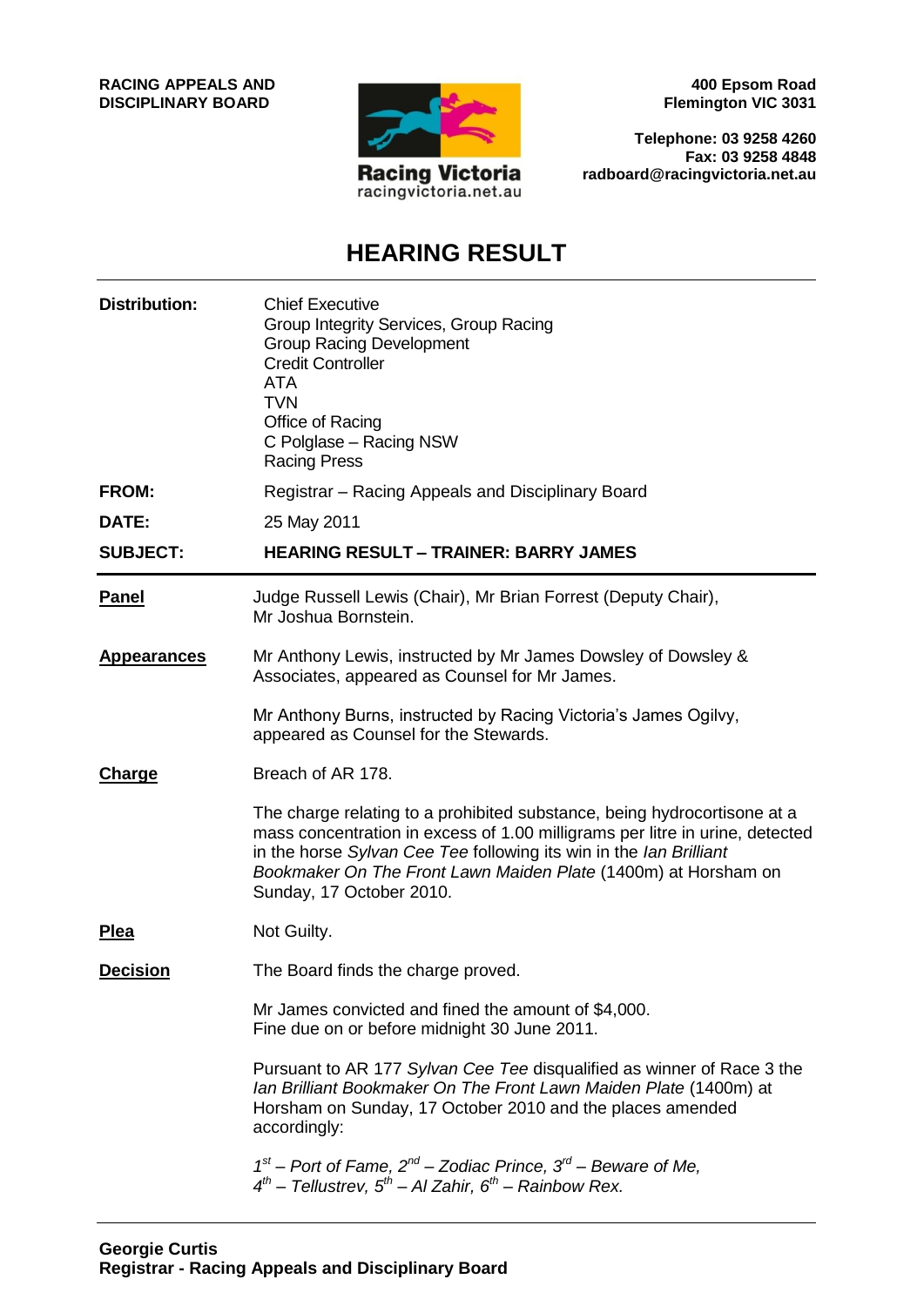**RACING APPEALS AND DISCIPLINARY BOARD**

Racing Victoria
racingvictoria.net.au

**400 Epsom Road**
**Flemington VIC 3031**

**Telephone: 03 9258 4260**
**Fax: 03 9258 4848**
**radboard@racingvictoria.net.au**

# HEARING RESULT

**Distribution:** Chief Executive
Group Integrity Services, Group Racing
Group Racing Development
Credit Controller
ATA
TVN
Office of Racing
C Polglase – Racing NSW
Racing Press

**FROM:** Registrar – Racing Appeals and Disciplinary Board

**DATE:** 25 May 2011

**SUBJECT:** **HEARING RESULT – TRAINER: BARRY JAMES**

---

**Panel**

Judge Russell Lewis (Chair), Mr Brian Forrest (Deputy Chair), Mr Joshua Bornstein.

**Appearances**

Mr Anthony Lewis, instructed by Mr James Dowsley of Dowsley & Associates, appeared as Counsel for Mr James.

Mr Anthony Burns, instructed by Racing Victoria's James Ogilvy, appeared as Counsel for the Stewards.

**Charge**

Breach of AR 178.

The charge relating to a prohibited substance, being hydrocortisone at a mass concentration in excess of 1.00 milligrams per litre in urine, detected in the horse *Sylvan Cee Tee* following its win in the *Ian Brilliant Bookmaker On The Front Lawn Maiden Plate* (1400m) at Horsham on Sunday, 17 October 2010.

**Plea**

Not Guilty.

**Decision**

The Board finds the charge proved.

Mr James convicted and fined the amount of $4,000.
Fine due on or before midnight 30 June 2011.

Pursuant to AR 177 *Sylvan Cee Tee* disqualified as winner of Race 3 the *Ian Brilliant Bookmaker On The Front Lawn Maiden Plate* (1400m) at Horsham on Sunday, 17 October 2010 and the places amended accordingly:

*1st – Port of Fame, 2nd – Zodiac Prince, 3rd – Beware of Me,*
*4th – Tellustrev, 5th – Al Zahir, 6th – Rainbow Rex.*

---

**Georgie Curtis**
**Registrar - Racing Appeals and Disciplinary Board**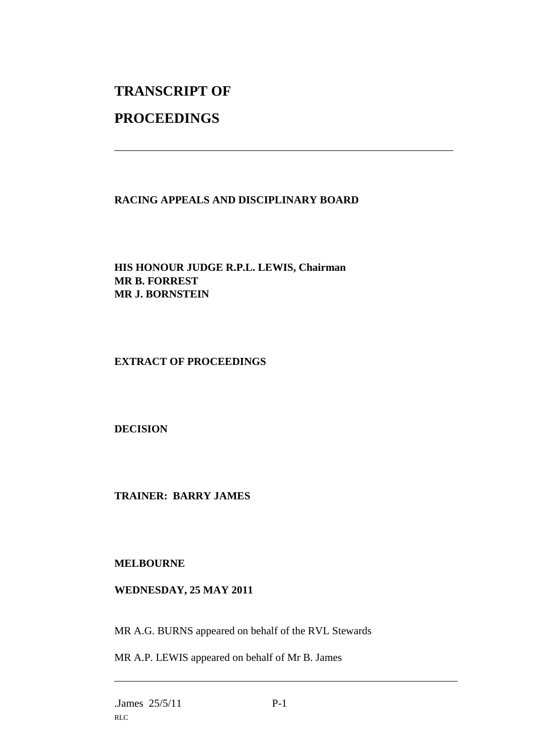# TRANSCRIPT OF

# PROCEEDINGS

---

**RACING APPEALS AND DISCIPLINARY BOARD**

**HIS HONOUR JUDGE R.P.L. LEWIS, Chairman**
**MR B. FORREST**
**MR J. BORNSTEIN**

**EXTRACT OF PROCEEDINGS**

**DECISION**

**TRAINER: BARRY JAMES**

**MELBOURNE**

**WEDNESDAY, 25 MAY 2011**

MR A.G. BURNS appeared on behalf of the RVL Stewards

MR A.P. LEWIS appeared on behalf of Mr B. James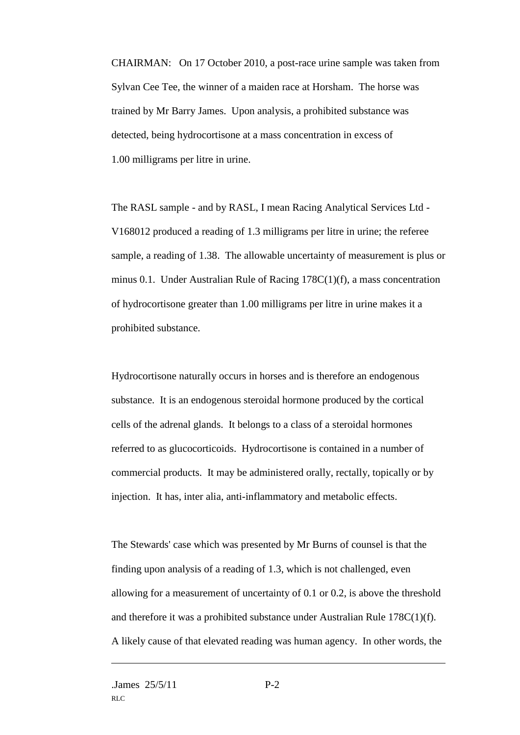CHAIRMAN: On 17 October 2010, a post-race urine sample was taken from Sylvan Cee Tee, the winner of a maiden race at Horsham. The horse was trained by Mr Barry James. Upon analysis, a prohibited substance was detected, being hydrocortisone at a mass concentration in excess of 1.00 milligrams per litre in urine.

The RASL sample - and by RASL, I mean Racing Analytical Services Ltd - V168012 produced a reading of 1.3 milligrams per litre in urine; the referee sample, a reading of 1.38. The allowable uncertainty of measurement is plus or minus 0.1. Under Australian Rule of Racing 178C(1)(f), a mass concentration of hydrocortisone greater than 1.00 milligrams per litre in urine makes it a prohibited substance.

Hydrocortisone naturally occurs in horses and is therefore an endogenous substance. It is an endogenous steroidal hormone produced by the cortical cells of the adrenal glands. It belongs to a class of a steroidal hormones referred to as glucocorticoids. Hydrocortisone is contained in a number of commercial products. It may be administered orally, rectally, topically or by injection. It has, inter alia, anti-inflammatory and metabolic effects.

The Stewards' case which was presented by Mr Burns of counsel is that the finding upon analysis of a reading of 1.3, which is not challenged, even allowing for a measurement of uncertainty of 0.1 or 0.2, is above the threshold and therefore it was a prohibited substance under Australian Rule 178C(1)(f). A likely cause of that elevated reading was human agency. In other words, the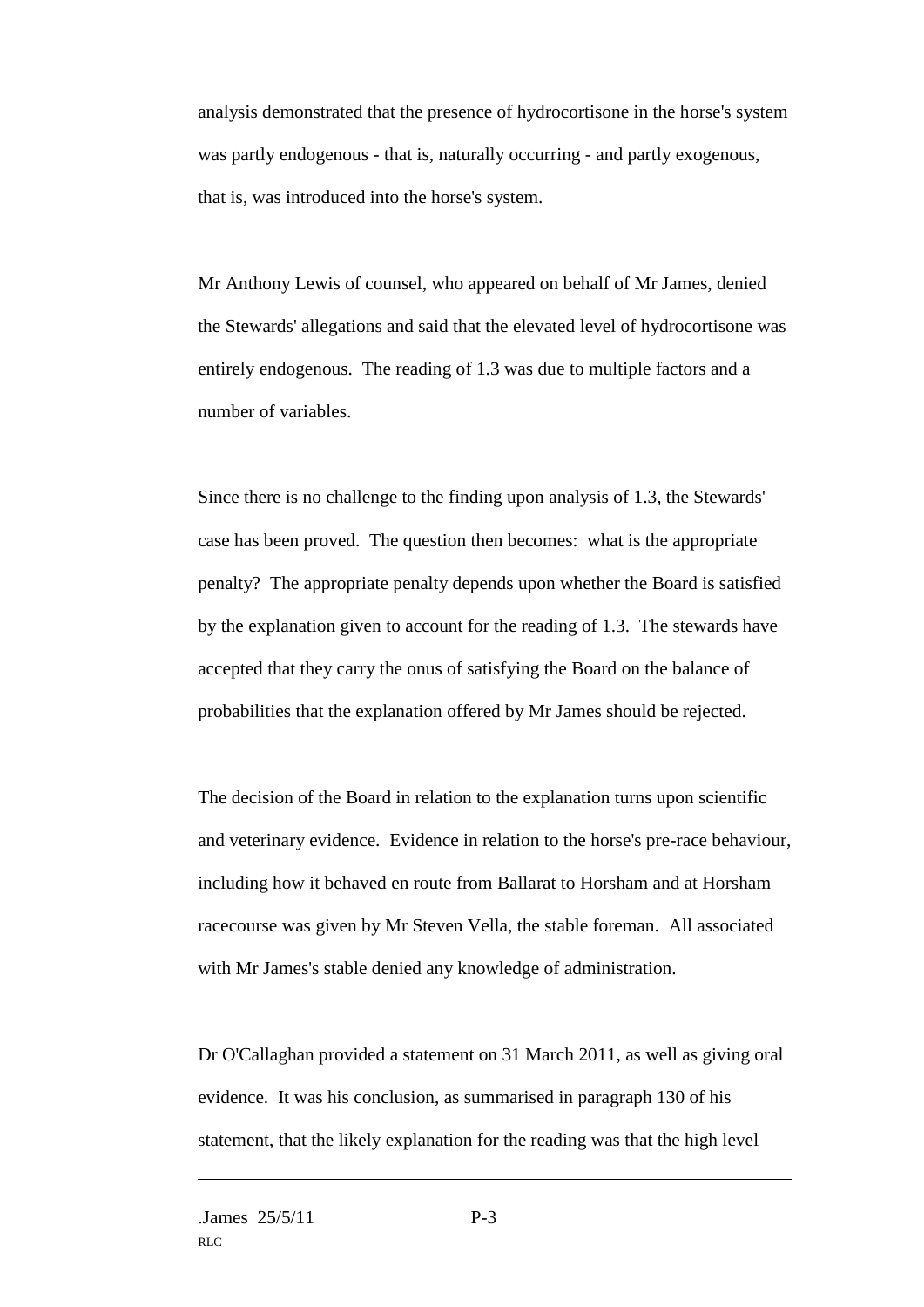analysis demonstrated that the presence of hydrocortisone in the horse's system was partly endogenous - that is, naturally occurring - and partly exogenous, that is, was introduced into the horse's system.

Mr Anthony Lewis of counsel, who appeared on behalf of Mr James, denied the Stewards' allegations and said that the elevated level of hydrocortisone was entirely endogenous. The reading of 1.3 was due to multiple factors and a number of variables.

Since there is no challenge to the finding upon analysis of 1.3, the Stewards' case has been proved. The question then becomes: what is the appropriate penalty? The appropriate penalty depends upon whether the Board is satisfied by the explanation given to account for the reading of 1.3. The stewards have accepted that they carry the onus of satisfying the Board on the balance of probabilities that the explanation offered by Mr James should be rejected.

The decision of the Board in relation to the explanation turns upon scientific and veterinary evidence. Evidence in relation to the horse's pre-race behaviour, including how it behaved en route from Ballarat to Horsham and at Horsham racecourse was given by Mr Steven Vella, the stable foreman. All associated with Mr James's stable denied any knowledge of administration.

Dr O'Callaghan provided a statement on 31 March 2011, as well as giving oral evidence. It was his conclusion, as summarised in paragraph 130 of his statement, that the likely explanation for the reading was that the high level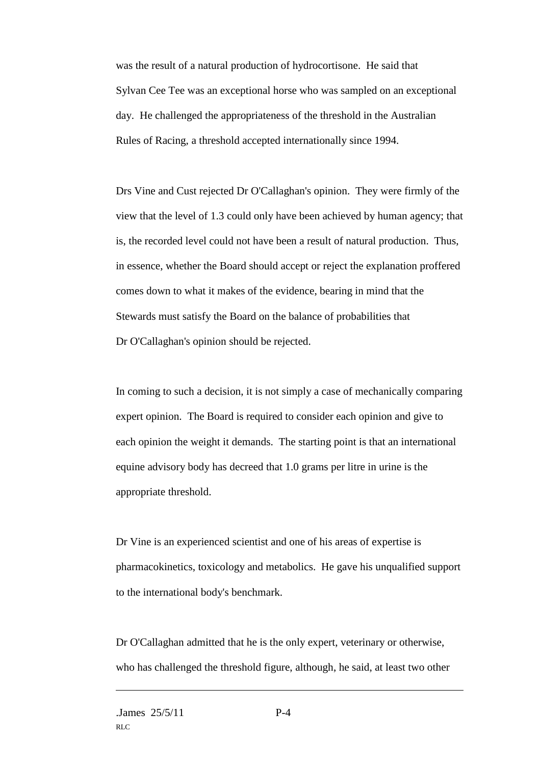was the result of a natural production of hydrocortisone. He said that Sylvan Cee Tee was an exceptional horse who was sampled on an exceptional day. He challenged the appropriateness of the threshold in the Australian Rules of Racing, a threshold accepted internationally since 1994.

Drs Vine and Cust rejected Dr O'Callaghan's opinion. They were firmly of the view that the level of 1.3 could only have been achieved by human agency; that is, the recorded level could not have been a result of natural production. Thus, in essence, whether the Board should accept or reject the explanation proffered comes down to what it makes of the evidence, bearing in mind that the Stewards must satisfy the Board on the balance of probabilities that Dr O'Callaghan's opinion should be rejected.

In coming to such a decision, it is not simply a case of mechanically comparing expert opinion. The Board is required to consider each opinion and give to each opinion the weight it demands. The starting point is that an international equine advisory body has decreed that 1.0 grams per litre in urine is the appropriate threshold.

Dr Vine is an experienced scientist and one of his areas of expertise is pharmacokinetics, toxicology and metabolics. He gave his unqualified support to the international body's benchmark.

Dr O'Callaghan admitted that he is the only expert, veterinary or otherwise, who has challenged the threshold figure, although, he said, at least two other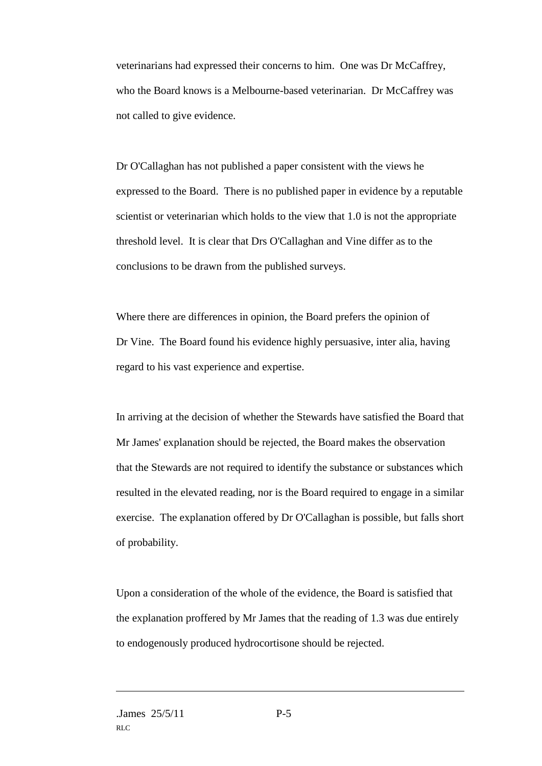veterinarians had expressed their concerns to him. One was Dr McCaffrey, who the Board knows is a Melbourne-based veterinarian. Dr McCaffrey was not called to give evidence.

Dr O'Callaghan has not published a paper consistent with the views he expressed to the Board. There is no published paper in evidence by a reputable scientist or veterinarian which holds to the view that 1.0 is not the appropriate threshold level. It is clear that Drs O'Callaghan and Vine differ as to the conclusions to be drawn from the published surveys.

Where there are differences in opinion, the Board prefers the opinion of Dr Vine. The Board found his evidence highly persuasive, inter alia, having regard to his vast experience and expertise.

In arriving at the decision of whether the Stewards have satisfied the Board that Mr James' explanation should be rejected, the Board makes the observation that the Stewards are not required to identify the substance or substances which resulted in the elevated reading, nor is the Board required to engage in a similar exercise. The explanation offered by Dr O'Callaghan is possible, but falls short of probability.

Upon a consideration of the whole of the evidence, the Board is satisfied that the explanation proffered by Mr James that the reading of 1.3 was due entirely to endogenously produced hydrocortisone should be rejected.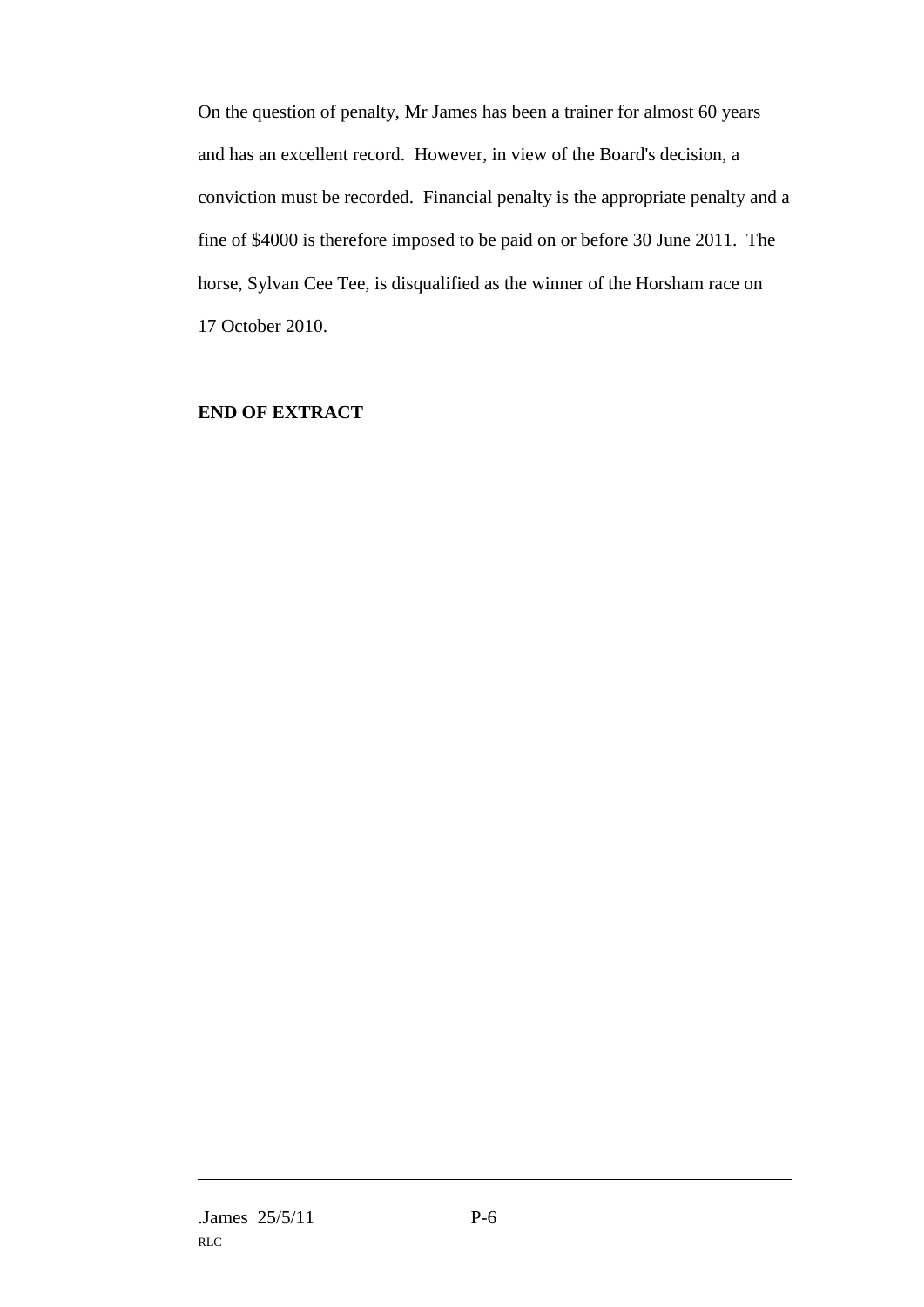On the question of penalty, Mr James has been a trainer for almost 60 years and has an excellent record. However, in view of the Board's decision, a conviction must be recorded. Financial penalty is the appropriate penalty and a fine of $4000 is therefore imposed to be paid on or before 30 June 2011. The horse, Sylvan Cee Tee, is disqualified as the winner of the Horsham race on 17 October 2010.

**END OF EXTRACT**